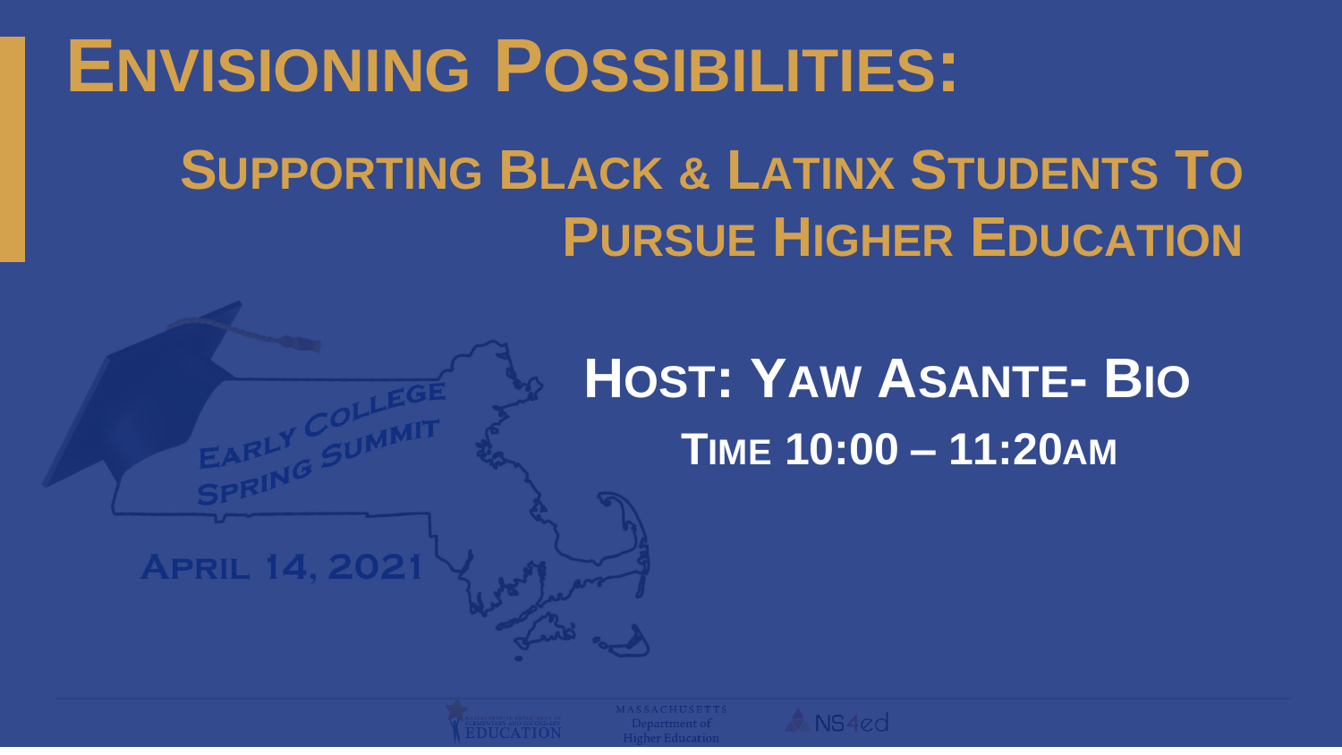# Envisioning Possibilities:

## Supporting Black & Latinx Students To Pursue Higher Education

Early College Spring Summit

April 14, 2021

**Host: Yaw Asante- Bio**

**Time 10:00 – 11:20am**

Massachusetts Department of Elementary and Secondary Education

Massachusetts Department of Higher Education

NS4ed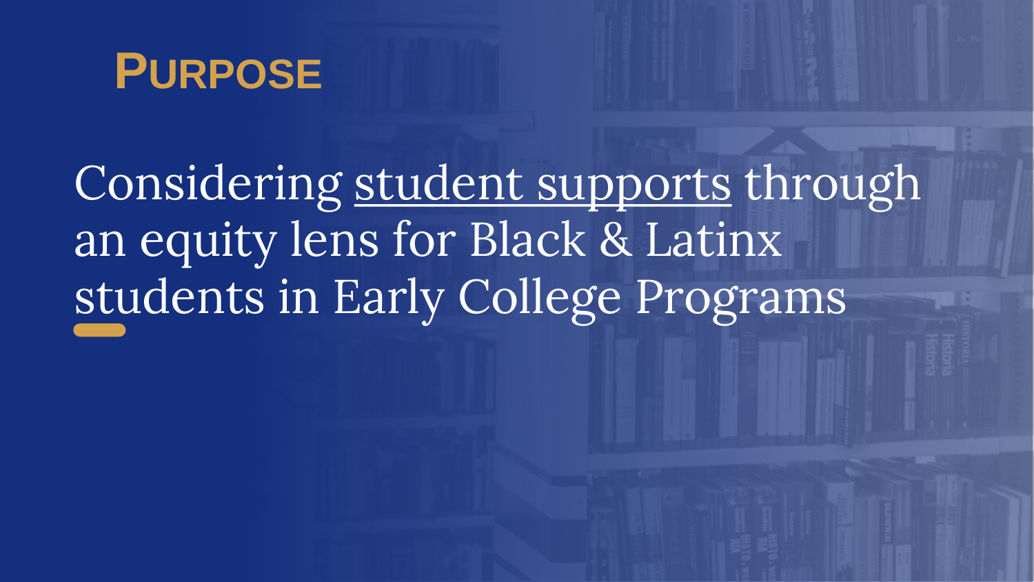# Purpose

Considering <u>student supports</u> through an equity lens for Black & Latinx students in Early College Programs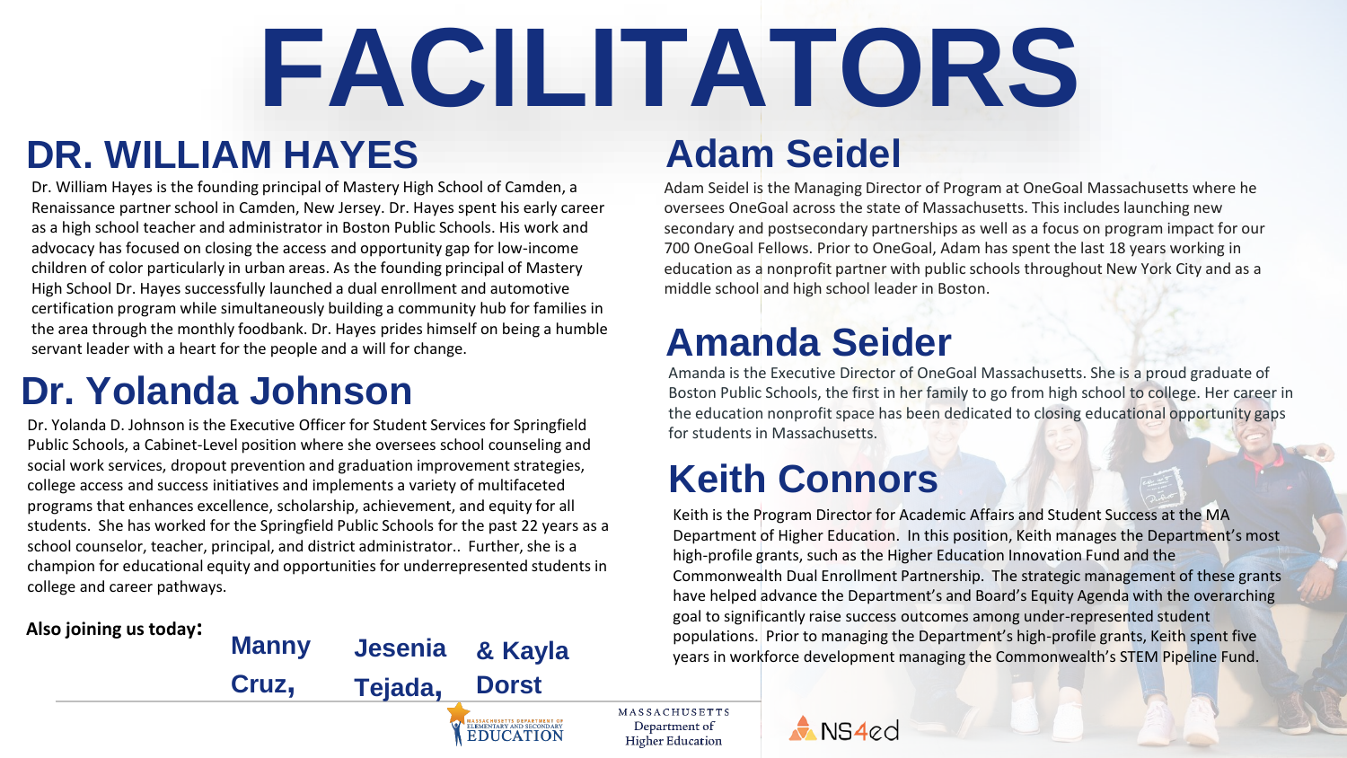# FACILITATORS

## DR. WILLIAM HAYES

Dr. William Hayes is the founding principal of Mastery High School of Camden, a Renaissance partner school in Camden, New Jersey. Dr. Hayes spent his early career as a high school teacher and administrator in Boston Public Schools. His work and advocacy has focused on closing the access and opportunity gap for low-income children of color particularly in urban areas. As the founding principal of Mastery High School Dr. Hayes successfully launched a dual enrollment and automotive certification program while simultaneously building a community hub for families in the area through the monthly foodbank. Dr. Hayes prides himself on being a humble servant leader with a heart for the people and a will for change.

## Dr. Yolanda Johnson

Dr. Yolanda D. Johnson is the Executive Officer for Student Services for Springfield Public Schools, a Cabinet-Level position where she oversees school counseling and social work services, dropout prevention and graduation improvement strategies, college access and success initiatives and implements a variety of multifaceted programs that enhances excellence, scholarship, achievement, and equity for all students. She has worked for the Springfield Public Schools for the past 22 years as a school counselor, teacher, principal, and district administrator.. Further, she is a champion for educational equity and opportunities for underrepresented students in college and career pathways.

**Also joining us today:** Manny Cruz, Jesenia Tejada, & Kayla Dorst

## Adam Seidel

Adam Seidel is the Managing Director of Program at OneGoal Massachusetts where he oversees OneGoal across the state of Massachusetts. This includes launching new secondary and postsecondary partnerships as well as a focus on program impact for our 700 OneGoal Fellows. Prior to OneGoal, Adam has spent the last 18 years working in education as a nonprofit partner with public schools throughout New York City and as a middle school and high school leader in Boston.

## Amanda Seider

Amanda is the Executive Director of OneGoal Massachusetts. She is a proud graduate of Boston Public Schools, the first in her family to go from high school to college. Her career in the education nonprofit space has been dedicated to closing educational opportunity gaps for students in Massachusetts.

## Keith Connors

Keith is the Program Director for Academic Affairs and Student Success at the MA Department of Higher Education. In this position, Keith manages the Department's most high-profile grants, such as the Higher Education Innovation Fund and the Commonwealth Dual Enrollment Partnership. The strategic management of these grants have helped advance the Department's and Board's Equity Agenda with the overarching goal to significantly raise success outcomes among under-represented student populations. Prior to managing the Department's high-profile grants, Keith spent five years in workforce development managing the Commonwealth's STEM Pipeline Fund.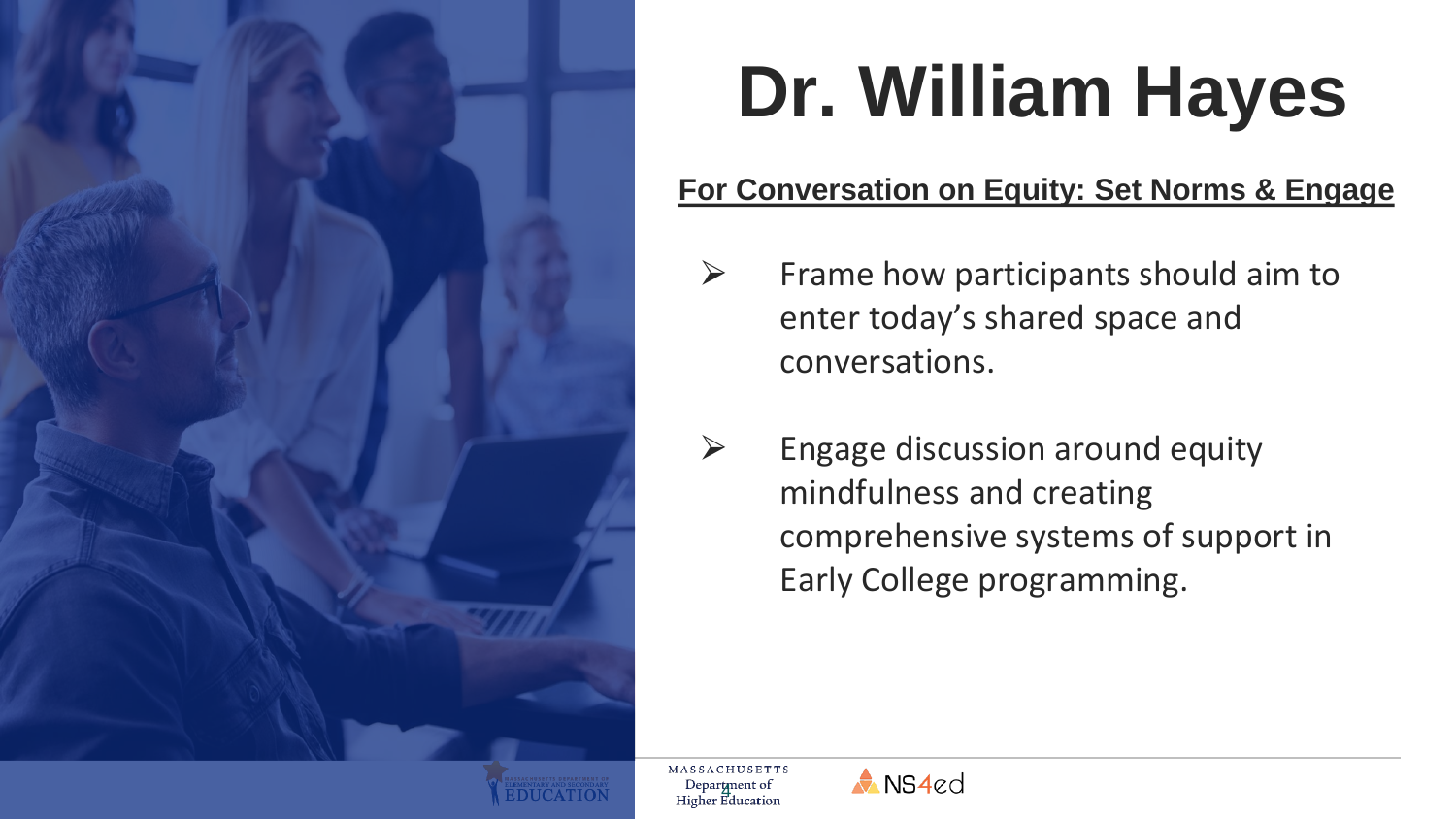# Dr. William Hayes

**For Conversation on Equity: Set Norms & Engage**

- Frame how participants should aim to enter today's shared space and conversations.
- Engage discussion around equity mindfulness and creating comprehensive systems of support in Early College programming.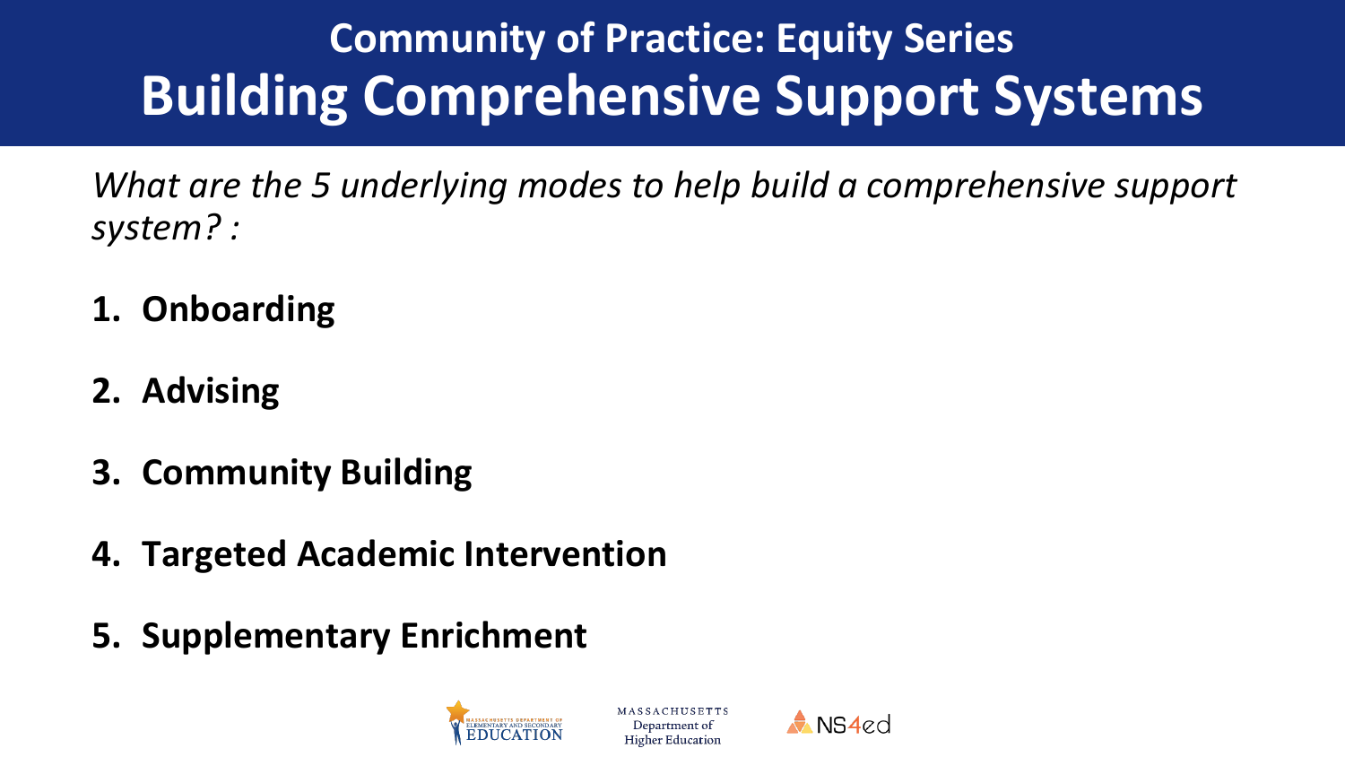## Community of Practice: Equity Series

# Building Comprehensive Support Systems

*What are the 5 underlying modes to help build a comprehensive support system? :*

1. **Onboarding**
2. **Advising**
3. **Community Building**
4. **Targeted Academic Intervention**
5. **Supplementary Enrichment**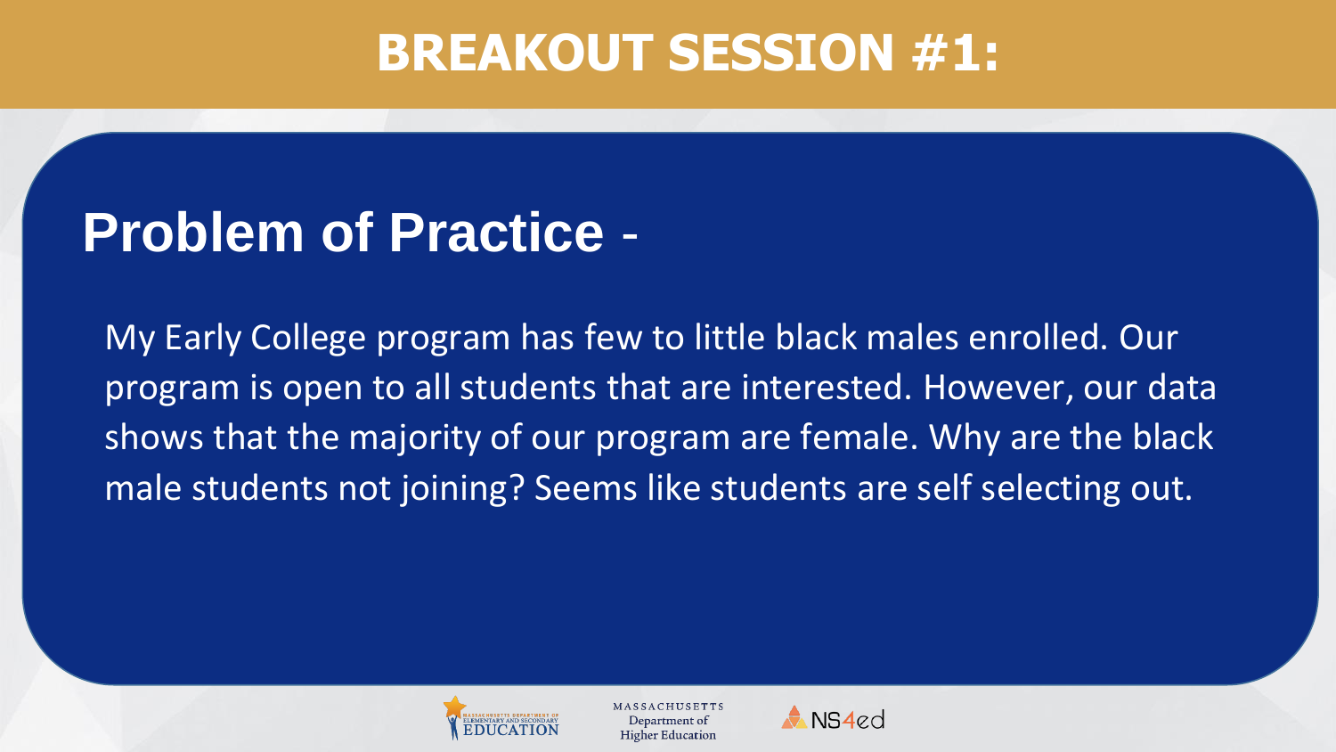# BREAKOUT SESSION #1:

## Problem of Practice -

My Early College program has few to little black males enrolled. Our program is open to all students that are interested. However, our data shows that the majority of our program are female. Why are the black male students not joining? Seems like students are self selecting out.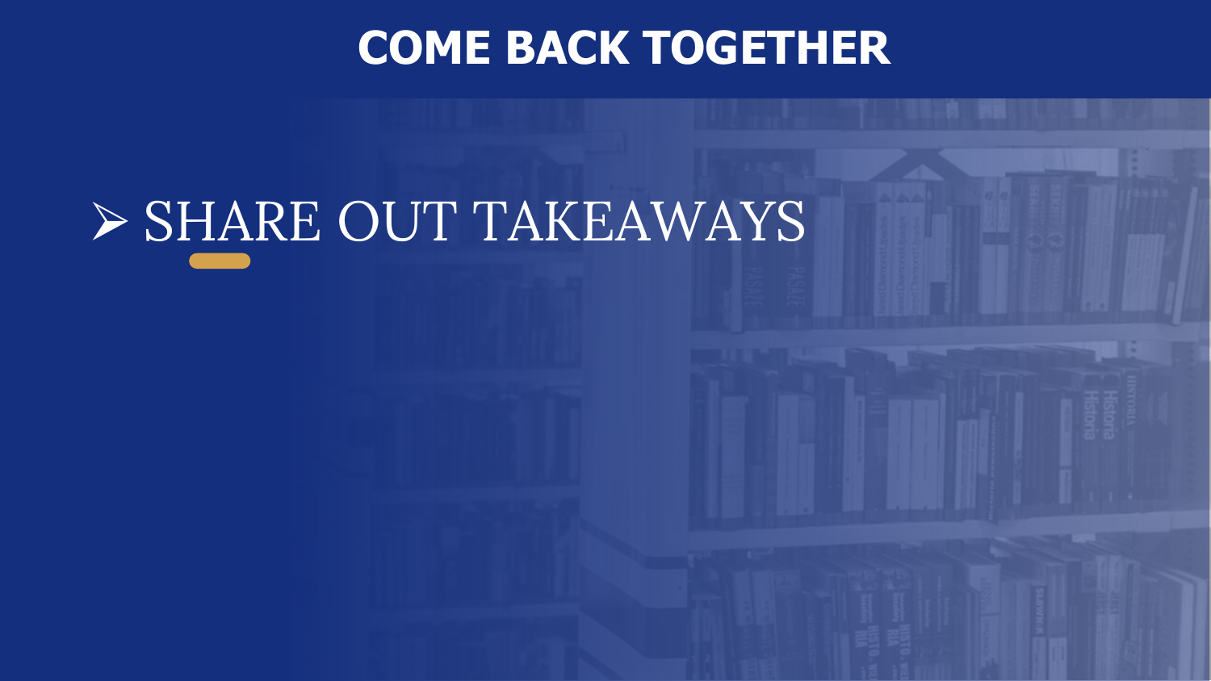# COME BACK TOGETHER

- SHARE OUT TAKEAWAYS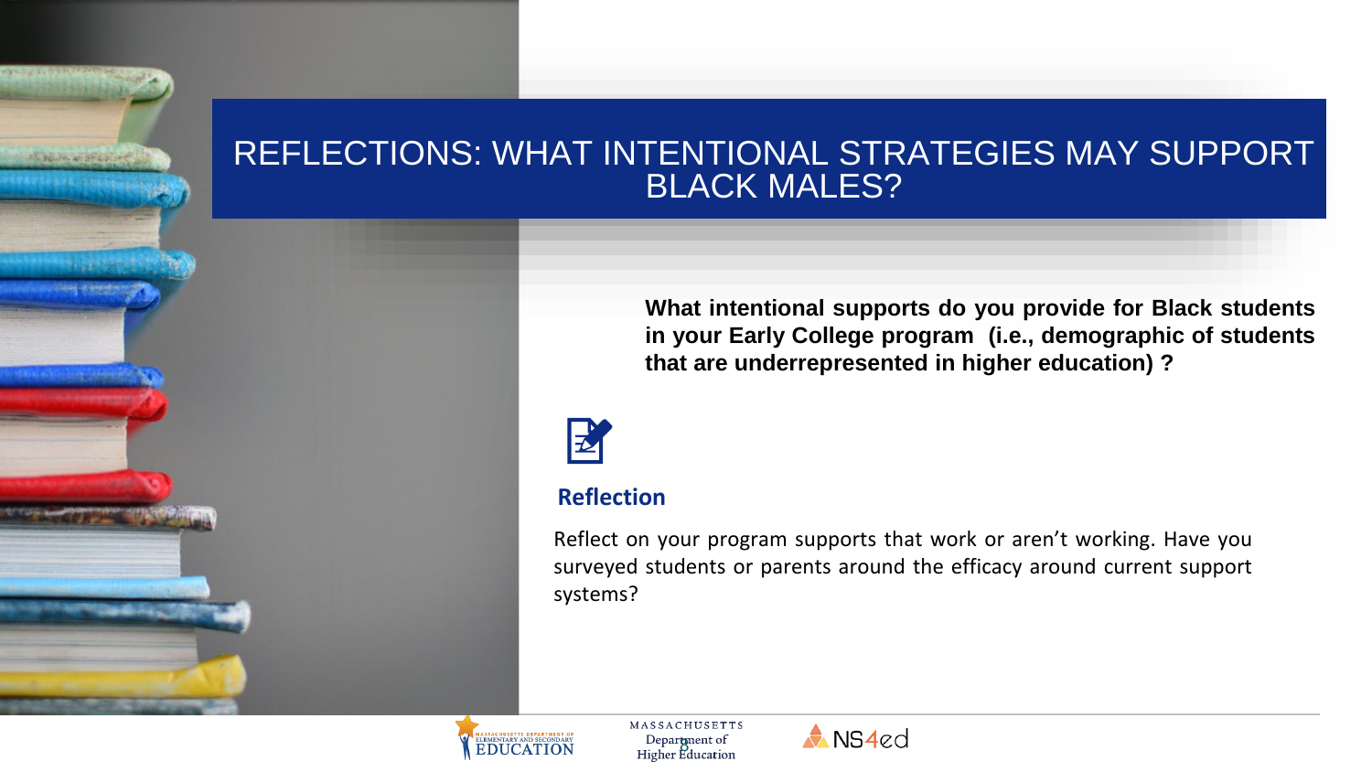# REFLECTIONS: WHAT INTENTIONAL STRATEGIES MAY SUPPORT BLACK MALES?

**What intentional supports do you provide for Black students in your Early College program (i.e., demographic of students that are underrepresented in higher education) ?**

### Reflection

Reflect on your program supports that work or aren't working. Have you surveyed students or parents around the efficacy around current support systems?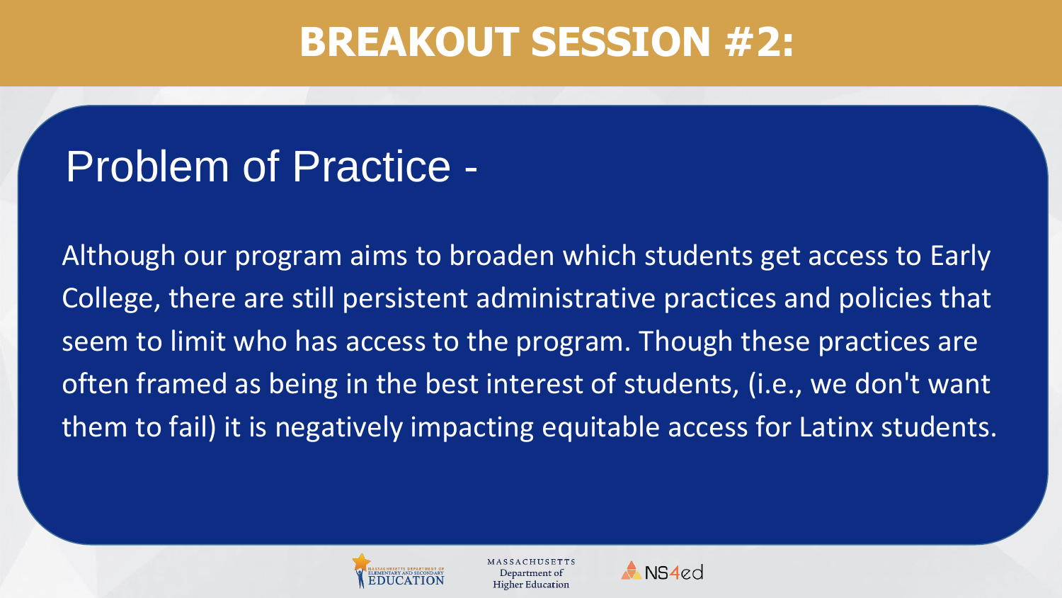# BREAKOUT SESSION #2:

## Problem of Practice -

Although our program aims to broaden which students get access to Early College, there are still persistent administrative practices and policies that seem to limit who has access to the program. Though these practices are often framed as being in the best interest of students, (i.e., we don't want them to fail) it is negatively impacting equitable access for Latinx students.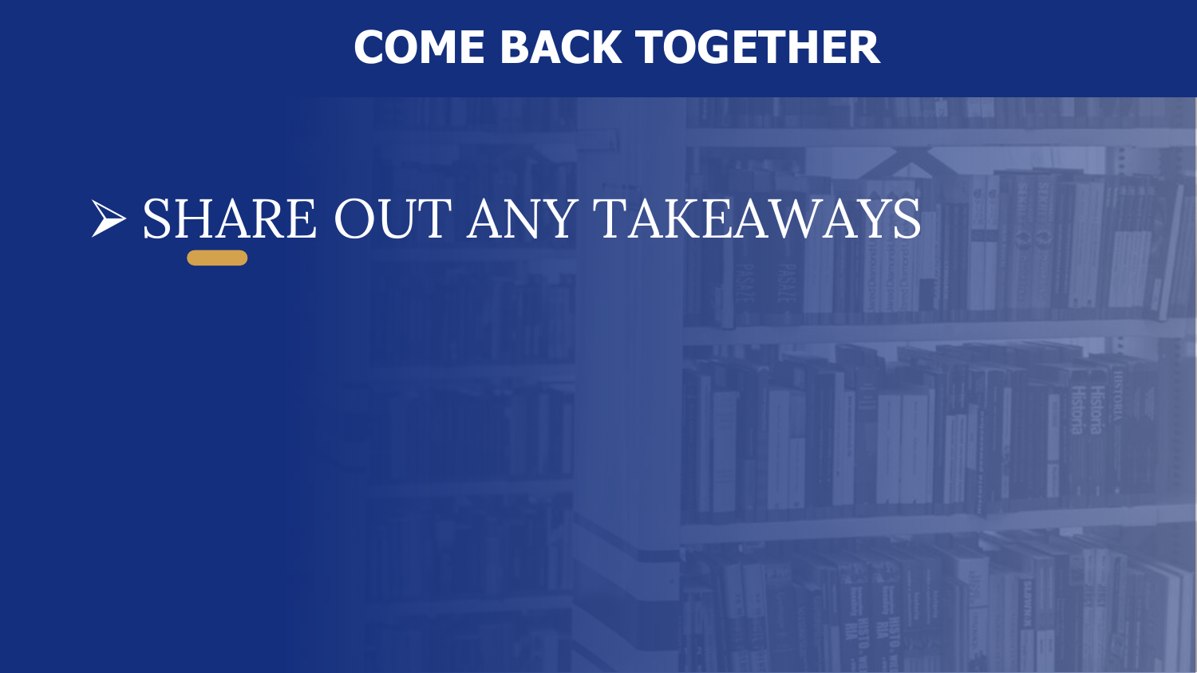# COME BACK TOGETHER

- SHARE OUT ANY TAKEAWAYS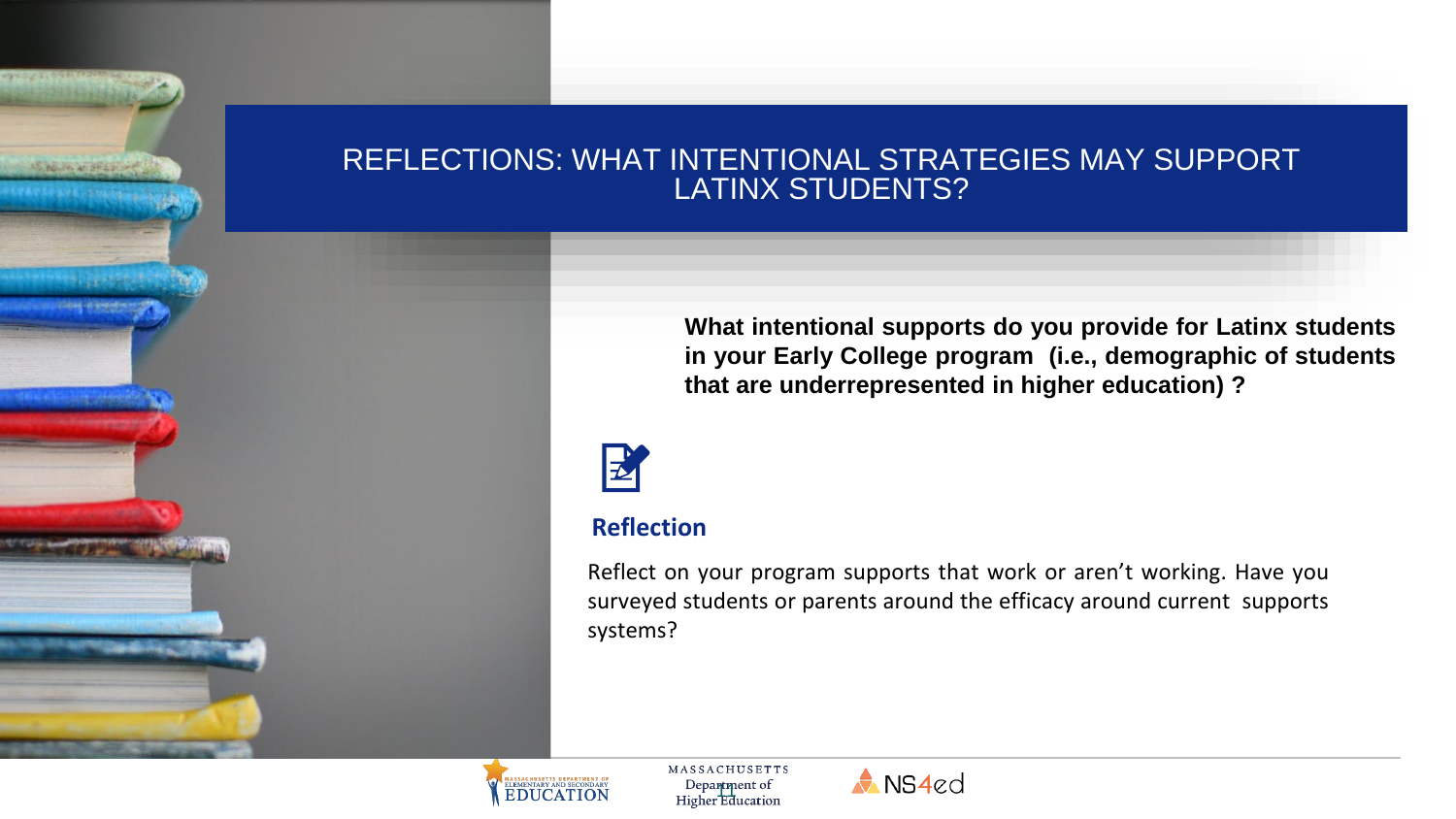# REFLECTIONS: WHAT INTENTIONAL STRATEGIES MAY SUPPORT LATINX STUDENTS?

**What intentional supports do you provide for Latinx students in your Early College program (i.e., demographic of students that are underrepresented in higher education) ?**

## Reflection

Reflect on your program supports that work or aren't working. Have you surveyed students or parents around the efficacy around current supports systems?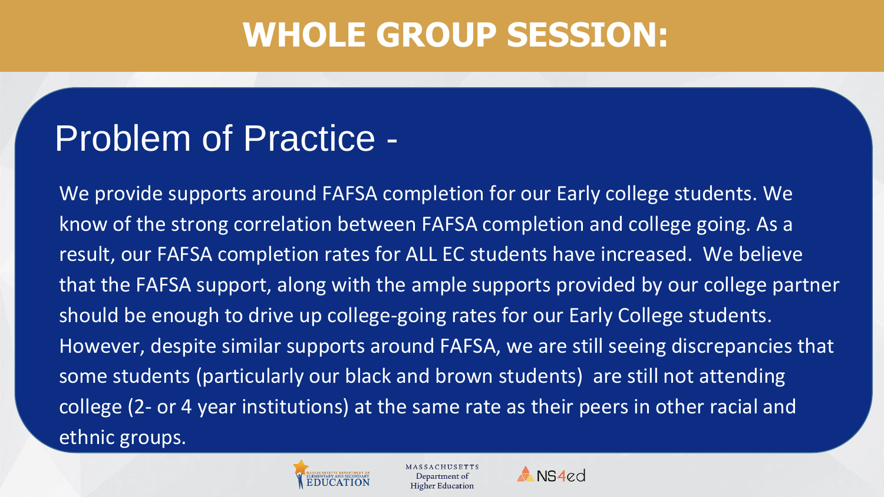# WHOLE GROUP SESSION:

## Problem of Practice -

We provide supports around FAFSA completion for our Early college students. We know of the strong correlation between FAFSA completion and college going. As a result, our FAFSA completion rates for ALL EC students have increased. We believe that the FAFSA support, along with the ample supports provided by our college partner should be enough to drive up college-going rates for our Early College students. However, despite similar supports around FAFSA, we are still seeing discrepancies that some students (particularly our black and brown students) are still not attending college (2- or 4 year institutions) at the same rate as their peers in other racial and ethnic groups.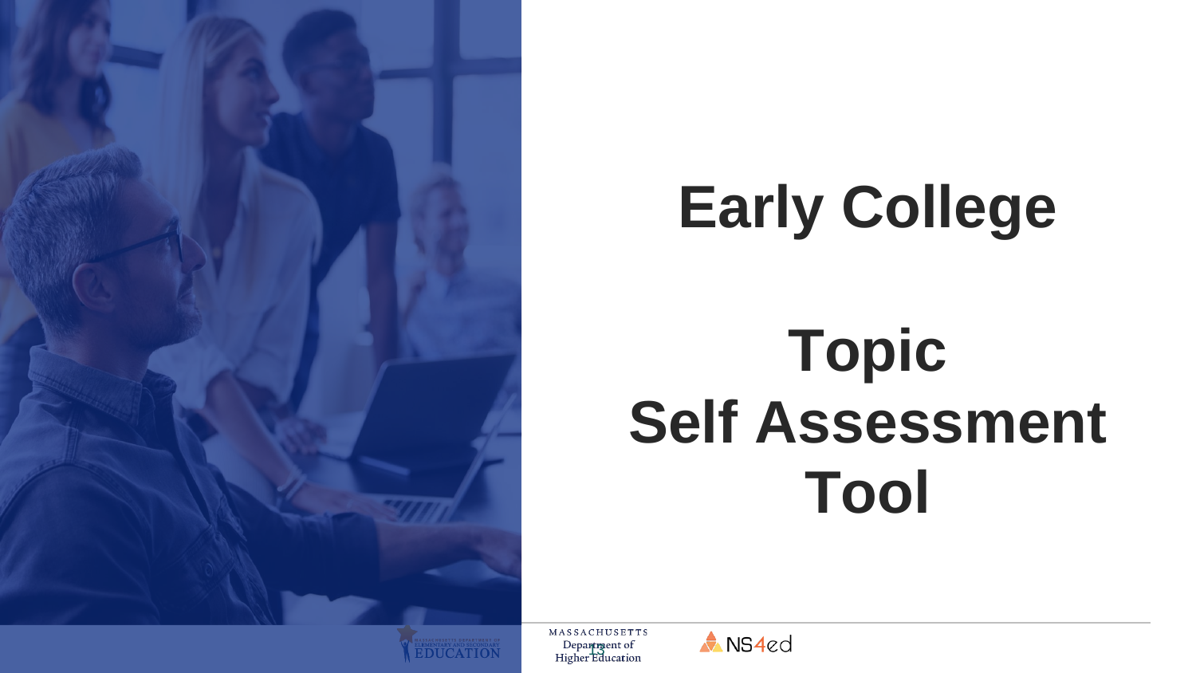# Early College

# Topic
# Self Assessment Tool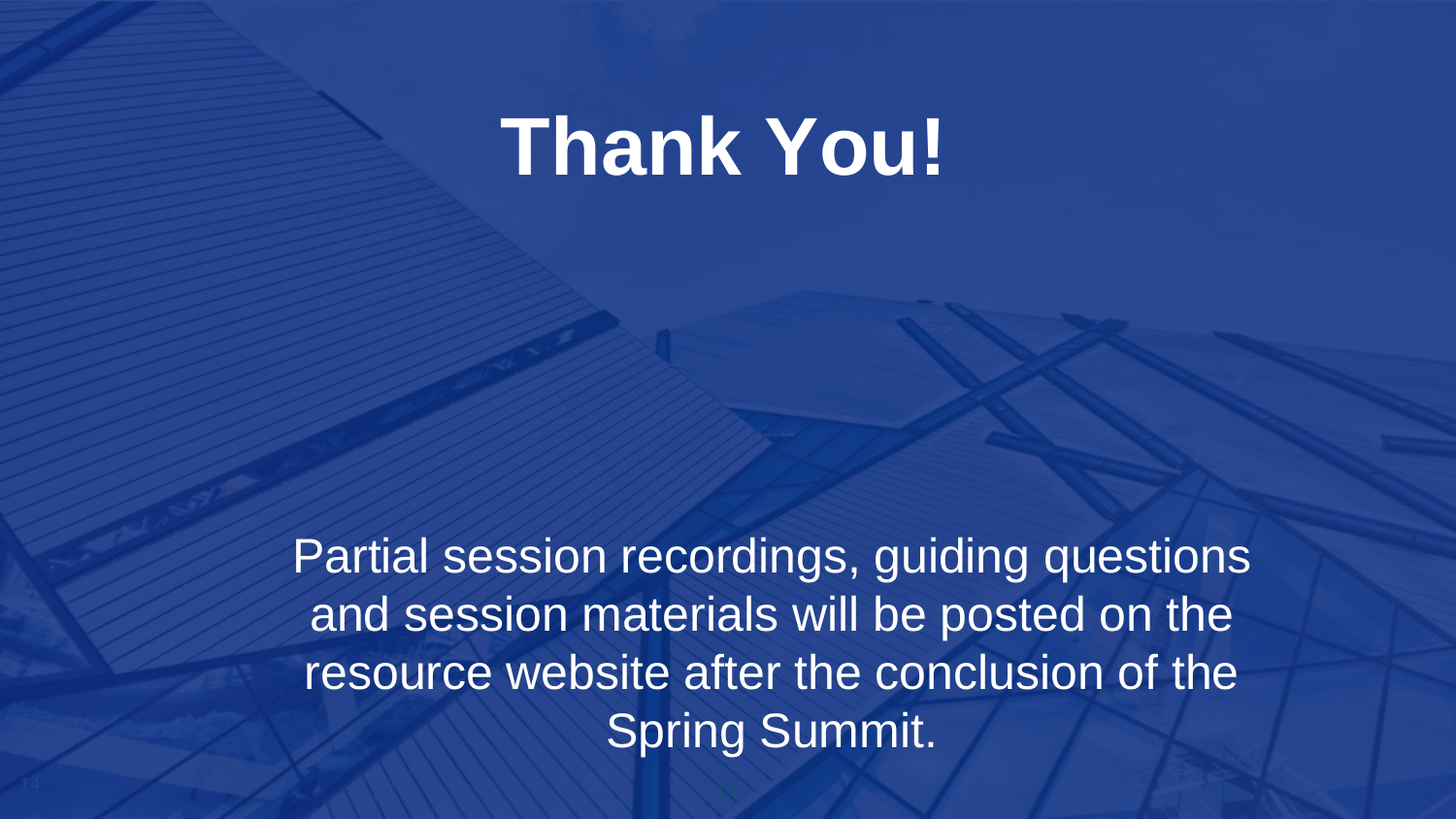# Thank You!

Partial session recordings, guiding questions and session materials will be posted on the resource website after the conclusion of the Spring Summit.